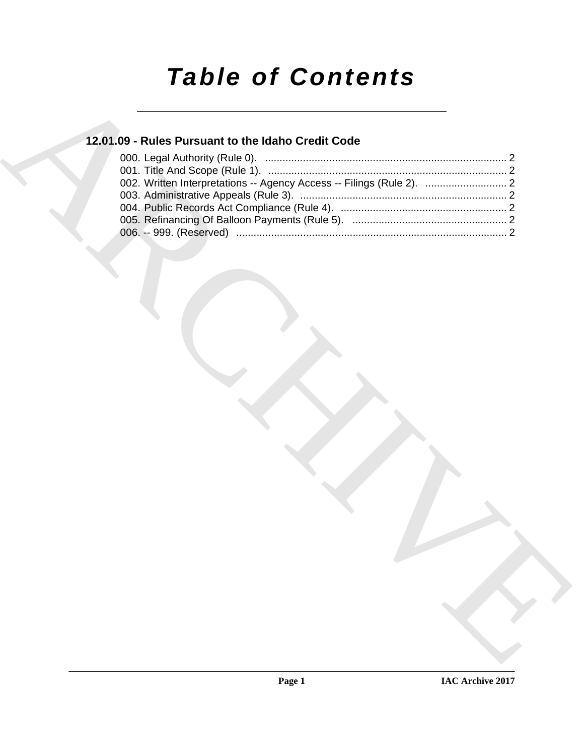# *Table of Contents*

## 12.01.09 - Rules Pursuant to the Idaho Credit Code

000. Legal Authority (Rule 0). ................................................................................... 2
001. Title And Scope (Rule 1). .................................................................................. 2
002. Written Interpretations -- Agency Access -- Filings (Rule 2). ............................ 2
003. Administrative Appeals (Rule 3). ....................................................................... 2
004. Public Records Act Compliance (Rule 4). ......................................................... 2
005. Refinancing Of Balloon Payments (Rule 5). ..................................................... 2
006. -- 999. (Reserved) ............................................................................................. 2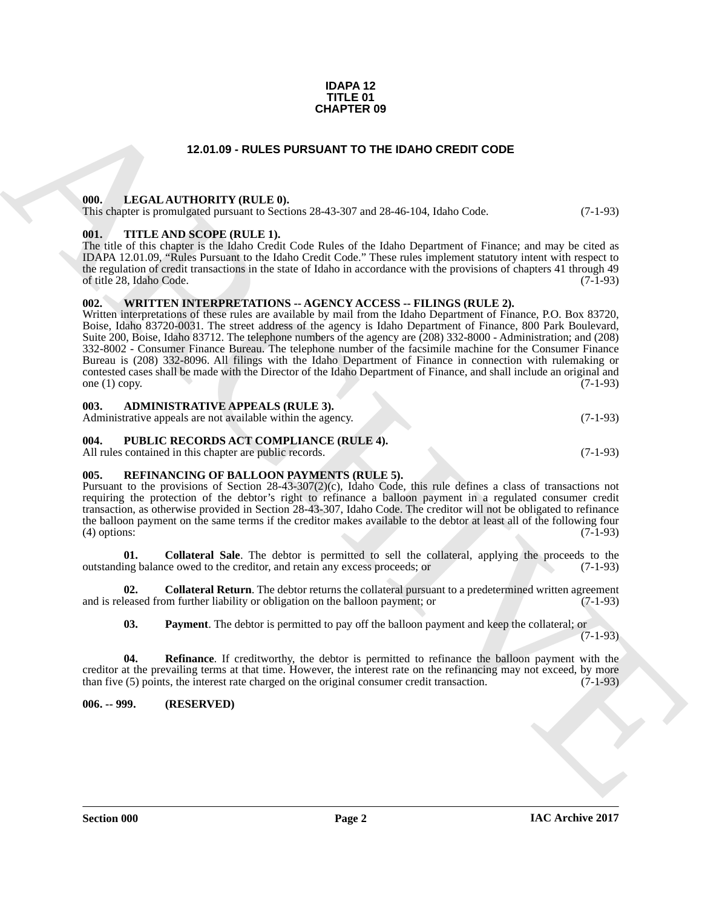**IDAPA 12**
**TITLE 01**
**CHAPTER 09**

## 12.01.09 - RULES PURSUANT TO THE IDAHO CREDIT CODE

### 000. LEGAL AUTHORITY (RULE 0).

This chapter is promulgated pursuant to Sections 28-43-307 and 28-46-104, Idaho Code. (7-1-93)

### 001. TITLE AND SCOPE (RULE 1).

The title of this chapter is the Idaho Credit Code Rules of the Idaho Department of Finance; and may be cited as IDAPA 12.01.09, "Rules Pursuant to the Idaho Credit Code." These rules implement statutory intent with respect to the regulation of credit transactions in the state of Idaho in accordance with the provisions of chapters 41 through 49 of title 28, Idaho Code. (7-1-93)

### 002. WRITTEN INTERPRETATIONS -- AGENCY ACCESS -- FILINGS (RULE 2).

Written interpretations of these rules are available by mail from the Idaho Department of Finance, P.O. Box 83720, Boise, Idaho 83720-0031. The street address of the agency is Idaho Department of Finance, 800 Park Boulevard, Suite 200, Boise, Idaho 83712. The telephone numbers of the agency are (208) 332-8000 - Administration; and (208) 332-8002 - Consumer Finance Bureau. The telephone number of the facsimile machine for the Consumer Finance Bureau is (208) 332-8096. All filings with the Idaho Department of Finance in connection with rulemaking or contested cases shall be made with the Director of the Idaho Department of Finance, and shall include an original and one (1) copy. (7-1-93)

### 003. ADMINISTRATIVE APPEALS (RULE 3).

Administrative appeals are not available within the agency. (7-1-93)

### 004. PUBLIC RECORDS ACT COMPLIANCE (RULE 4).

All rules contained in this chapter are public records. (7-1-93)

### 005. REFINANCING OF BALLOON PAYMENTS (RULE 5).

Pursuant to the provisions of Section 28-43-307(2)(c), Idaho Code, this rule defines a class of transactions not requiring the protection of the debtor's right to refinance a balloon payment in a regulated consumer credit transaction, as otherwise provided in Section 28-43-307, Idaho Code. The creditor will not be obligated to refinance the balloon payment on the same terms if the creditor makes available to the debtor at least all of the following four (4) options: (7-1-93)

**01. Collateral Sale**. The debtor is permitted to sell the collateral, applying the proceeds to the outstanding balance owed to the creditor, and retain any excess proceeds; or (7-1-93)

**02. Collateral Return**. The debtor returns the collateral pursuant to a predetermined written agreement and is released from further liability or obligation on the balloon payment; or (7-1-93)

**03. Payment**. The debtor is permitted to pay off the balloon payment and keep the collateral; or (7-1-93)

**04. Refinance**. If creditworthy, the debtor is permitted to refinance the balloon payment with the creditor at the prevailing terms at that time. However, the interest rate on the refinancing may not exceed, by more than five (5) points, the interest rate charged on the original consumer credit transaction. (7-1-93)

### 006. -- 999. (RESERVED)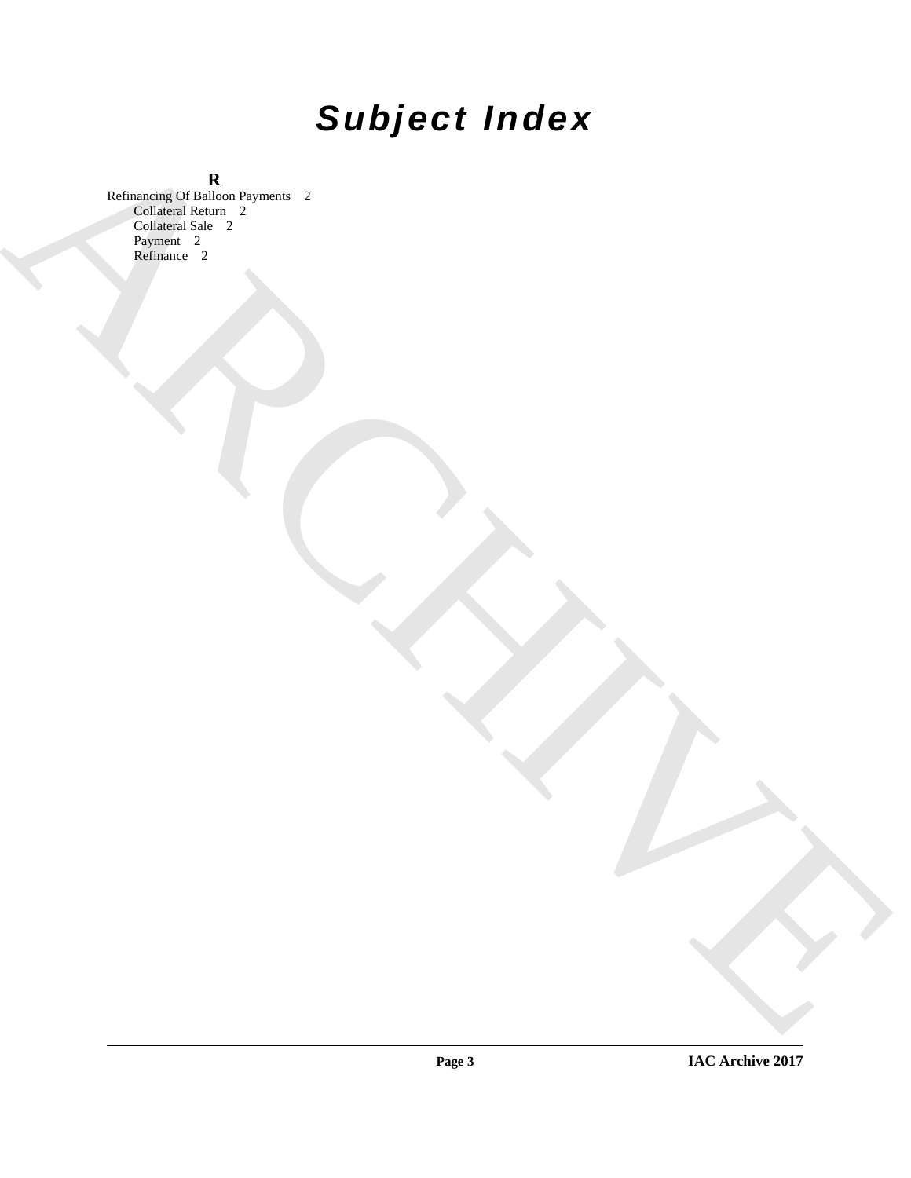# *Subject Index*

**R**

Refinancing Of Balloon Payments 2
- Collateral Return 2
- Collateral Sale 2
- Payment 2
- Refinance 2